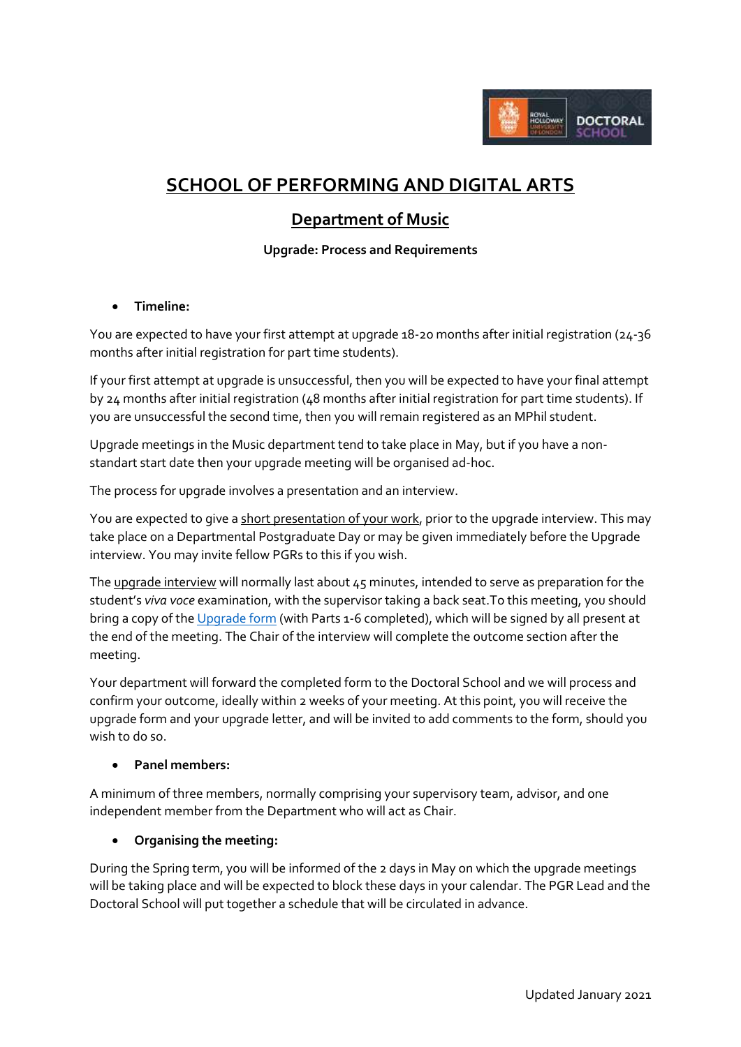# SCHOOL OF PERFORMING AND DIGITAL ARTS

## Department of Music

### Upgrade: Process and Requirements

- **Timeline:**

You are expected to have your first attempt at upgrade 18-20 months after initial registration (24-36 months after initial registration for part time students).

If your first attempt at upgrade is unsuccessful, then you will be expected to have your final attempt by 24 months after initial registration (48 months after initial registration for part time students). If you are unsuccessful the second time, then you will remain registered as an MPhil student.

Upgrade meetings in the Music department tend to take place in May, but if you have a non-standard start date then your upgrade meeting will be organised ad-hoc.

The process for upgrade involves a presentation and an interview.

You are expected to give a short presentation of your work, prior to the upgrade interview. This may take place on a Departmental Postgraduate Day or may be given immediately before the Upgrade interview. You may invite fellow PGRs to this if you wish.

The upgrade interview will normally last about 45 minutes, intended to serve as preparation for the student's *viva voce* examination, with the supervisor taking a back seat.To this meeting, you should bring a copy of the Upgrade form (with Parts 1-6 completed), which will be signed by all present at the end of the meeting. The Chair of the interview will complete the outcome section after the meeting.

Your department will forward the completed form to the Doctoral School and we will process and confirm your outcome, ideally within 2 weeks of your meeting. At this point, you will receive the upgrade form and your upgrade letter, and will be invited to add comments to the form, should you wish to do so.

- **Panel members:**

A minimum of three members, normally comprising your supervisory team, advisor, and one independent member from the Department who will act as Chair.

- **Organising the meeting:**

During the Spring term, you will be informed of the 2 days in May on which the upgrade meetings will be taking place and will be expected to block these days in your calendar. The PGR Lead and the Doctoral School will put together a schedule that will be circulated in advance.

Updated January 2021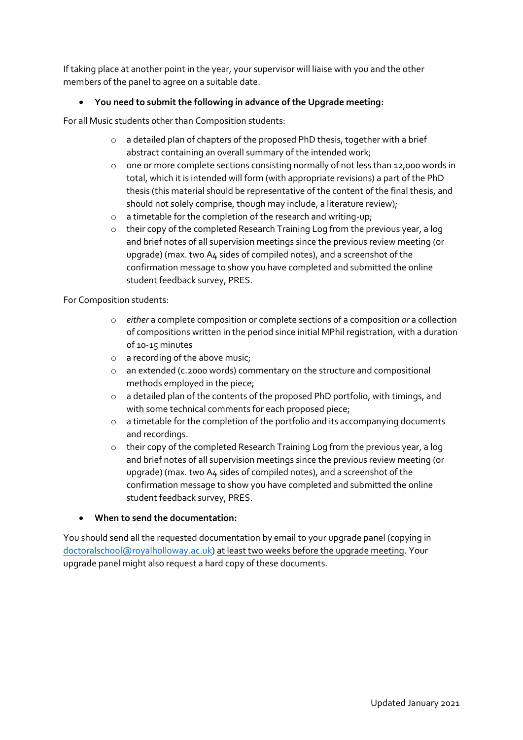If taking place at another point in the year, your supervisor will liaise with you and the other members of the panel to agree on a suitable date.

- **You need to submit the following in advance of the Upgrade meeting:**

For all Music students other than Composition students:

  - a detailed plan of chapters of the proposed PhD thesis, together with a brief abstract containing an overall summary of the intended work;
  - one or more complete sections consisting normally of not less than 12,000 words in total, which it is intended will form (with appropriate revisions) a part of the PhD thesis (this material should be representative of the content of the final thesis, and should not solely comprise, though may include, a literature review);
  - a timetable for the completion of the research and writing-up;
  - their copy of the completed Research Training Log from the previous year, a log and brief notes of all supervision meetings since the previous review meeting (or upgrade) (max. two A4 sides of compiled notes), and a screenshot of the confirmation message to show you have completed and submitted the online student feedback survey, PRES.

For Composition students:

  - *either* a complete composition or complete sections of a composition *or* a collection of compositions written in the period since initial MPhil registration, with a duration of 10-15 minutes
  - a recording of the above music;
  - an extended (c.2000 words) commentary on the structure and compositional methods employed in the piece;
  - a detailed plan of the contents of the proposed PhD portfolio, with timings, and with some technical comments for each proposed piece;
  - a timetable for the completion of the portfolio and its accompanying documents and recordings.
  - their copy of the completed Research Training Log from the previous year, a log and brief notes of all supervision meetings since the previous review meeting (or upgrade) (max. two A4 sides of compiled notes), and a screenshot of the confirmation message to show you have completed and submitted the online student feedback survey, PRES.

- **When to send the documentation:**

You should send all the requested documentation by email to your upgrade panel (copying in doctoralschool@royalholloway.ac.uk) at least two weeks before the upgrade meeting. Your upgrade panel might also request a hard copy of these documents.

Updated January 2021